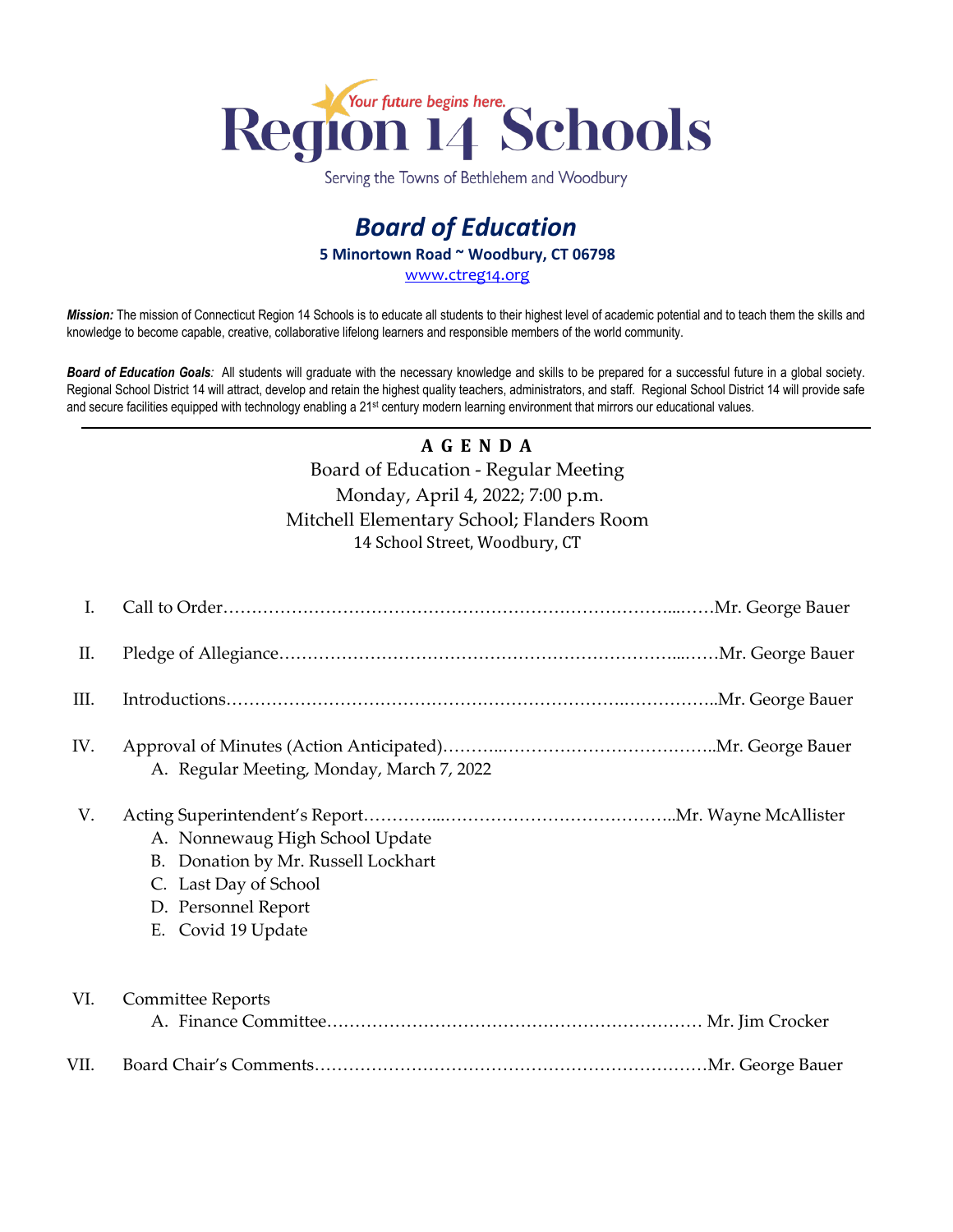# Region 14 Schools

*Your future begins here.*

Serving the Towns of Bethlehem and Woodbury

## *Board of Education*

**5 Minortown Road ~ Woodbury, CT 06798**

www.ctreg14.org

***Mission:*** The mission of Connecticut Region 14 Schools is to educate all students to their highest level of academic potential and to teach them the skills and knowledge to become capable, creative, collaborative lifelong learners and responsible members of the world community.

***Board of Education Goals**:* All students will graduate with the necessary knowledge and skills to be prepared for a successful future in a global society. Regional School District 14 will attract, develop and retain the highest quality teachers, administrators, and staff. Regional School District 14 will provide safe and secure facilities equipped with technology enabling a 21st century modern learning environment that mirrors our educational values.

---

**A G E N D A**

Board of Education - Regular Meeting
Monday, April 4, 2022; 7:00 p.m.
Mitchell Elementary School; Flanders Room
14 School Street, Woodbury, CT

I. Call to Order……………………………………………………………………...……Mr. George Bauer

II. Pledge of Allegiance………………………………………………………………...……Mr. George Bauer

III. Introductions……………………………………………………………..……………..Mr. George Bauer

IV. Approval of Minutes (Action Anticipated)………..………………………………..Mr. George Bauer
   A. Regular Meeting, Monday, March 7, 2022

V. Acting Superintendent's Report…………...…………………………………..Mr. Wayne McAllister
   A. Nonnewaug High School Update
   B. Donation by Mr. Russell Lockhart
   C. Last Day of School
   D. Personnel Report
   E. Covid 19 Update

VI. Committee Reports
   A. Finance Committee………………………………………………………… Mr. Jim Crocker

VII. Board Chair's Comments……………………………………………………………Mr. George Bauer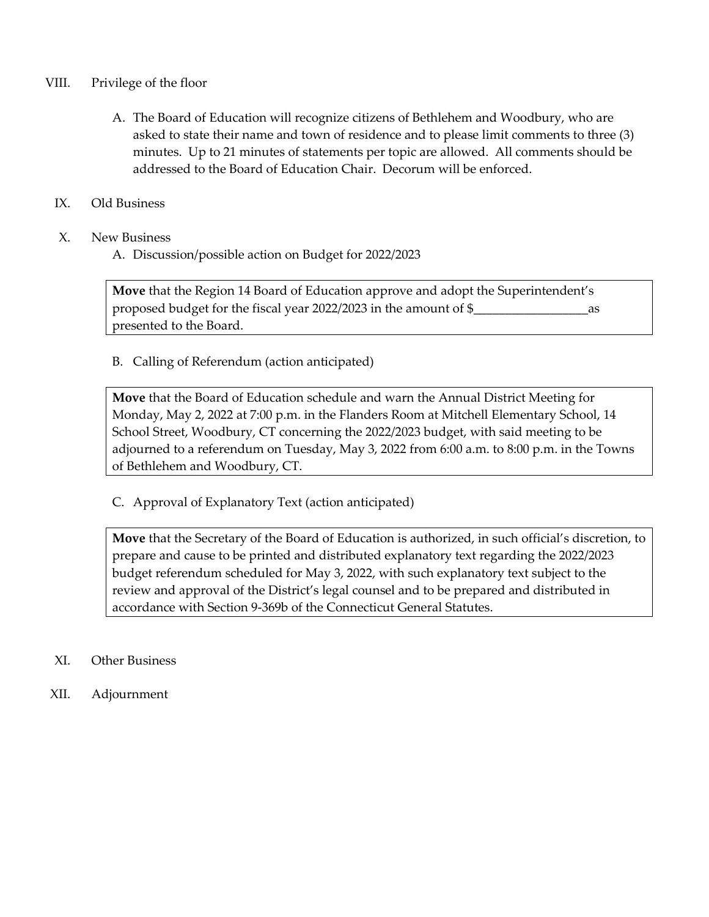VIII. Privilege of the floor

A. The Board of Education will recognize citizens of Bethlehem and Woodbury, who are asked to state their name and town of residence and to please limit comments to three (3) minutes. Up to 21 minutes of statements per topic are allowed. All comments should be addressed to the Board of Education Chair. Decorum will be enforced.

IX. Old Business

X. New Business

A. Discussion/possible action on Budget for 2022/2023

> **Move** that the Region 14 Board of Education approve and adopt the Superintendent's proposed budget for the fiscal year 2022/2023 in the amount of $__________________as presented to the Board.

B. Calling of Referendum (action anticipated)

> **Move** that the Board of Education schedule and warn the Annual District Meeting for Monday, May 2, 2022 at 7:00 p.m. in the Flanders Room at Mitchell Elementary School, 14 School Street, Woodbury, CT concerning the 2022/2023 budget, with said meeting to be adjourned to a referendum on Tuesday, May 3, 2022 from 6:00 a.m. to 8:00 p.m. in the Towns of Bethlehem and Woodbury, CT.

C. Approval of Explanatory Text (action anticipated)

> **Move** that the Secretary of the Board of Education is authorized, in such official's discretion, to prepare and cause to be printed and distributed explanatory text regarding the 2022/2023 budget referendum scheduled for May 3, 2022, with such explanatory text subject to the review and approval of the District's legal counsel and to be prepared and distributed in accordance with Section 9-369b of the Connecticut General Statutes.

XI. Other Business

XII. Adjournment